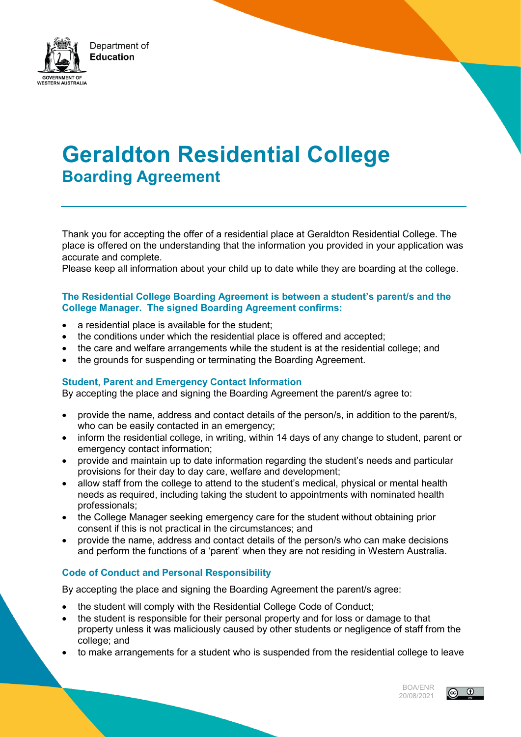Department of
**Education**

# Geraldton Residential College

## Boarding Agreement

Thank you for accepting the offer of a residential place at Geraldton Residential College. The place is offered on the understanding that the information you provided in your application was accurate and complete.
Please keep all information about your child up to date while they are boarding at the college.

### The Residential College Boarding Agreement is between a student's parent/s and the College Manager. The signed Boarding Agreement confirms:

- a residential place is available for the student;
- the conditions under which the residential place is offered and accepted;
- the care and welfare arrangements while the student is at the residential college; and
- the grounds for suspending or terminating the Boarding Agreement.

### Student, Parent and Emergency Contact Information

By accepting the place and signing the Boarding Agreement the parent/s agree to:

- provide the name, address and contact details of the person/s, in addition to the parent/s, who can be easily contacted in an emergency;
- inform the residential college, in writing, within 14 days of any change to student, parent or emergency contact information;
- provide and maintain up to date information regarding the student's needs and particular provisions for their day to day care, welfare and development;
- allow staff from the college to attend to the student's medical, physical or mental health needs as required, including taking the student to appointments with nominated health professionals;
- the College Manager seeking emergency care for the student without obtaining prior consent if this is not practical in the circumstances; and
- provide the name, address and contact details of the person/s who can make decisions and perform the functions of a 'parent' when they are not residing in Western Australia.

### Code of Conduct and Personal Responsibility

By accepting the place and signing the Boarding Agreement the parent/s agree:

- the student will comply with the Residential College Code of Conduct;
- the student is responsible for their personal property and for loss or damage to that property unless it was maliciously caused by other students or negligence of staff from the college; and
- to make arrangements for a student who is suspended from the residential college to leave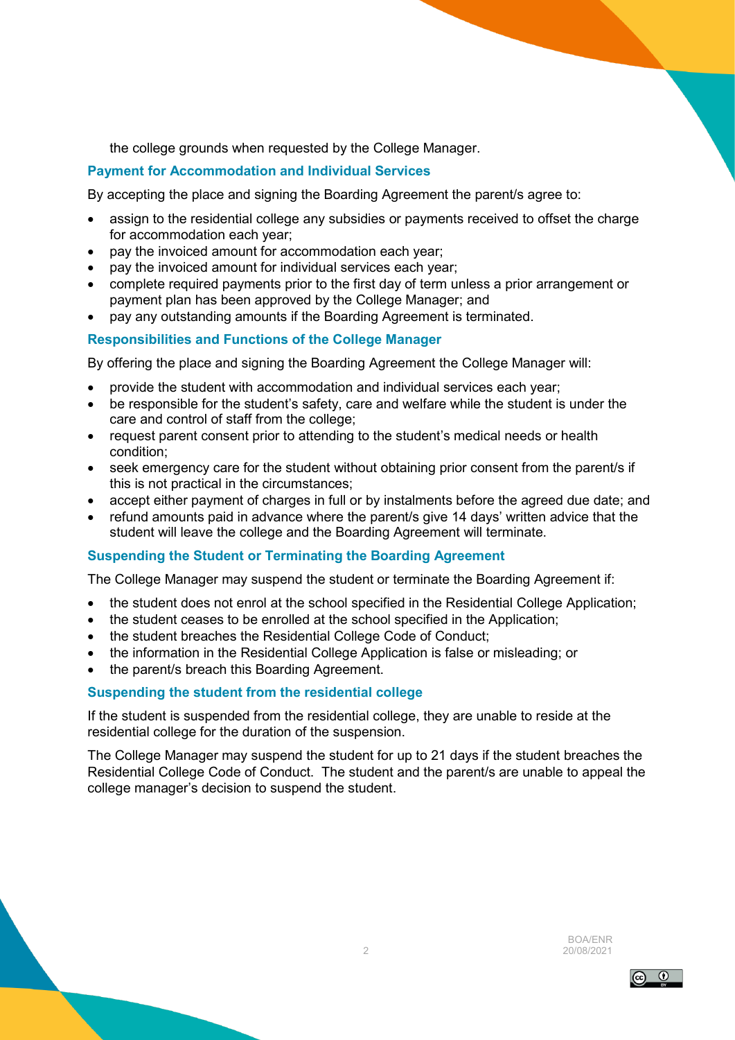the college grounds when requested by the College Manager.

## Payment for Accommodation and Individual Services

By accepting the place and signing the Boarding Agreement the parent/s agree to:

- assign to the residential college any subsidies or payments received to offset the charge for accommodation each year;
- pay the invoiced amount for accommodation each year;
- pay the invoiced amount for individual services each year;
- complete required payments prior to the first day of term unless a prior arrangement or payment plan has been approved by the College Manager; and
- pay any outstanding amounts if the Boarding Agreement is terminated.

## Responsibilities and Functions of the College Manager

By offering the place and signing the Boarding Agreement the College Manager will:

- provide the student with accommodation and individual services each year;
- be responsible for the student's safety, care and welfare while the student is under the care and control of staff from the college;
- request parent consent prior to attending to the student's medical needs or health condition;
- seek emergency care for the student without obtaining prior consent from the parent/s if this is not practical in the circumstances;
- accept either payment of charges in full or by instalments before the agreed due date; and
- refund amounts paid in advance where the parent/s give 14 days' written advice that the student will leave the college and the Boarding Agreement will terminate.

## Suspending the Student or Terminating the Boarding Agreement

The College Manager may suspend the student or terminate the Boarding Agreement if:

- the student does not enrol at the school specified in the Residential College Application;
- the student ceases to be enrolled at the school specified in the Application;
- the student breaches the Residential College Code of Conduct;
- the information in the Residential College Application is false or misleading; or
- the parent/s breach this Boarding Agreement.

## Suspending the student from the residential college

If the student is suspended from the residential college, they are unable to reside at the residential college for the duration of the suspension.

The College Manager may suspend the student for up to 21 days if the student breaches the Residential College Code of Conduct. The student and the parent/s are unable to appeal the college manager's decision to suspend the student.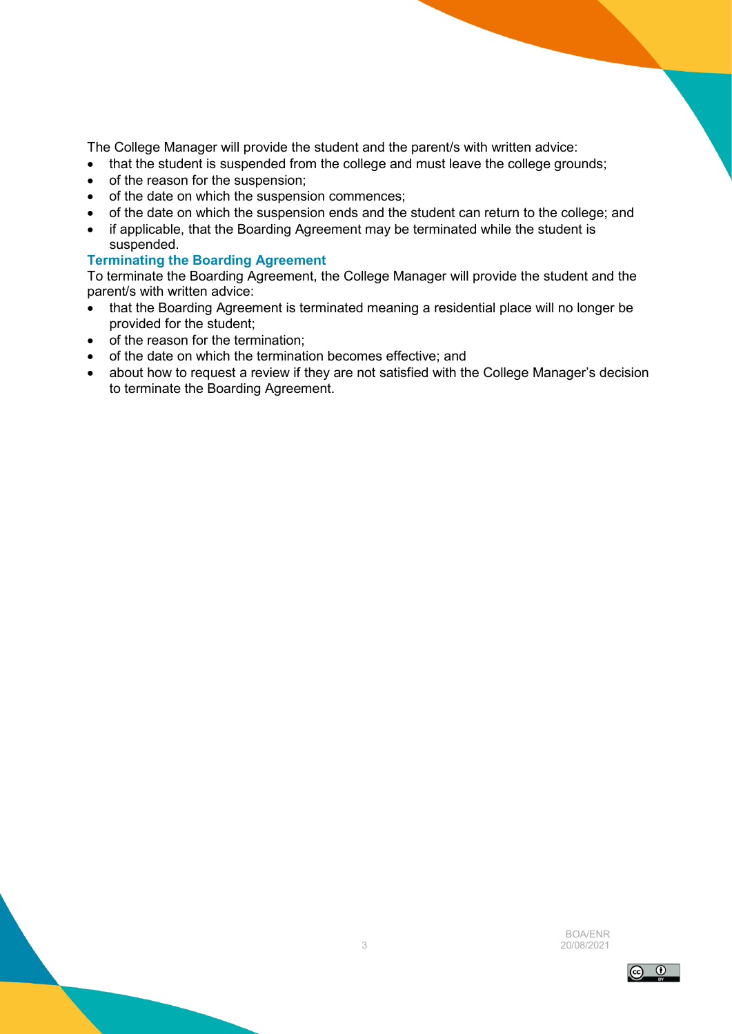The College Manager will provide the student and the parent/s with written advice:

- that the student is suspended from the college and must leave the college grounds;
- of the reason for the suspension;
- of the date on which the suspension commences;
- of the date on which the suspension ends and the student can return to the college; and
- if applicable, that the Boarding Agreement may be terminated while the student is suspended.

### Terminating the Boarding Agreement

To terminate the Boarding Agreement, the College Manager will provide the student and the parent/s with written advice:

- that the Boarding Agreement is terminated meaning a residential place will no longer be provided for the student;
- of the reason for the termination;
- of the date on which the termination becomes effective; and
- about how to request a review if they are not satisfied with the College Manager's decision to terminate the Boarding Agreement.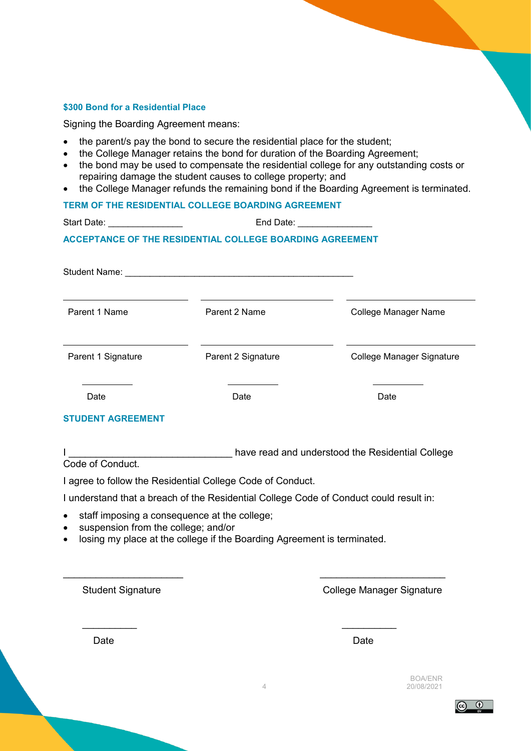### $300 Bond for a Residential Place

Signing the Boarding Agreement means:

- the parent/s pay the bond to secure the residential place for the student;
- the College Manager retains the bond for duration of the Boarding Agreement;
- the bond may be used to compensate the residential college for any outstanding costs or repairing damage the student causes to college property; and
- the College Manager refunds the remaining bond if the Boarding Agreement is terminated.

### TERM OF THE RESIDENTIAL COLLEGE BOARDING AGREEMENT

Start Date: _______________ End Date: _______________

### ACCEPTANCE OF THE RESIDENTIAL COLLEGE BOARDING AGREEMENT

Student Name: ______________________________________________

| | | |
|---|---|---|
| ______________________ | ______________________ | ______________________ |
| Parent 1 Name | Parent 2 Name | College Manager Name |
| ______________________ | ______________________ | ______________________ |
| Parent 1 Signature | Parent 2 Signature | College Manager Signature |
| __________ | __________ | __________ |
| Date | Date | Date |

### STUDENT AGREEMENT

I _______________________________ have read and understood the Residential College Code of Conduct.

I agree to follow the Residential College Code of Conduct.

I understand that a breach of the Residential College Code of Conduct could result in:

- staff imposing a consequence at the college;
- suspension from the college; and/or
- losing my place at the college if the Boarding Agreement is terminated.

| | |
|---|---|
| ______________________ | ______________________ |
| Student Signature | College Manager Signature |
| __________ | __________ |
| Date | Date |

BOA/ENR
20/08/2021